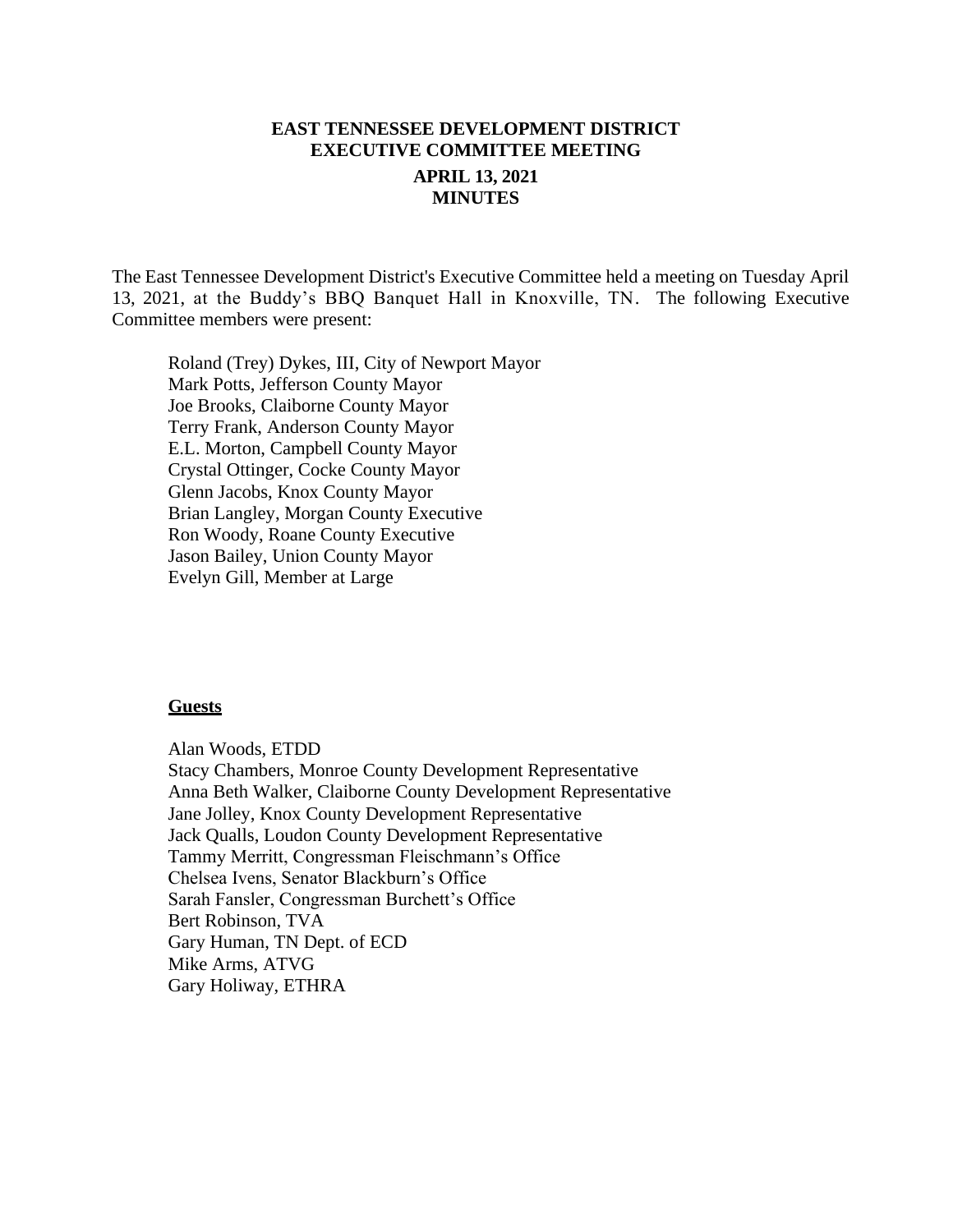# EAST TENNESSEE DEVELOPMENT DISTRICT
# EXECUTIVE COMMITTEE MEETING
## APRIL 13, 2021
## MINUTES

The East Tennessee Development District's Executive Committee held a meeting on Tuesday April 13, 2021, at the Buddy's BBQ Banquet Hall in Knoxville, TN. The following Executive Committee members were present:

Roland (Trey) Dykes, III, City of Newport Mayor
Mark Potts, Jefferson County Mayor
Joe Brooks, Claiborne County Mayor
Terry Frank, Anderson County Mayor
E.L. Morton, Campbell County Mayor
Crystal Ottinger, Cocke County Mayor
Glenn Jacobs, Knox County Mayor
Brian Langley, Morgan County Executive
Ron Woody, Roane County Executive
Jason Bailey, Union County Mayor
Evelyn Gill, Member at Large

**<u>Guests</u>**

Alan Woods, ETDD
Stacy Chambers, Monroe County Development Representative
Anna Beth Walker, Claiborne County Development Representative
Jane Jolley, Knox County Development Representative
Jack Qualls, Loudon County Development Representative
Tammy Merritt, Congressman Fleischmann's Office
Chelsea Ivens, Senator Blackburn's Office
Sarah Fansler, Congressman Burchett's Office
Bert Robinson, TVA
Gary Human, TN Dept. of ECD
Mike Arms, ATVG
Gary Holiway, ETHRA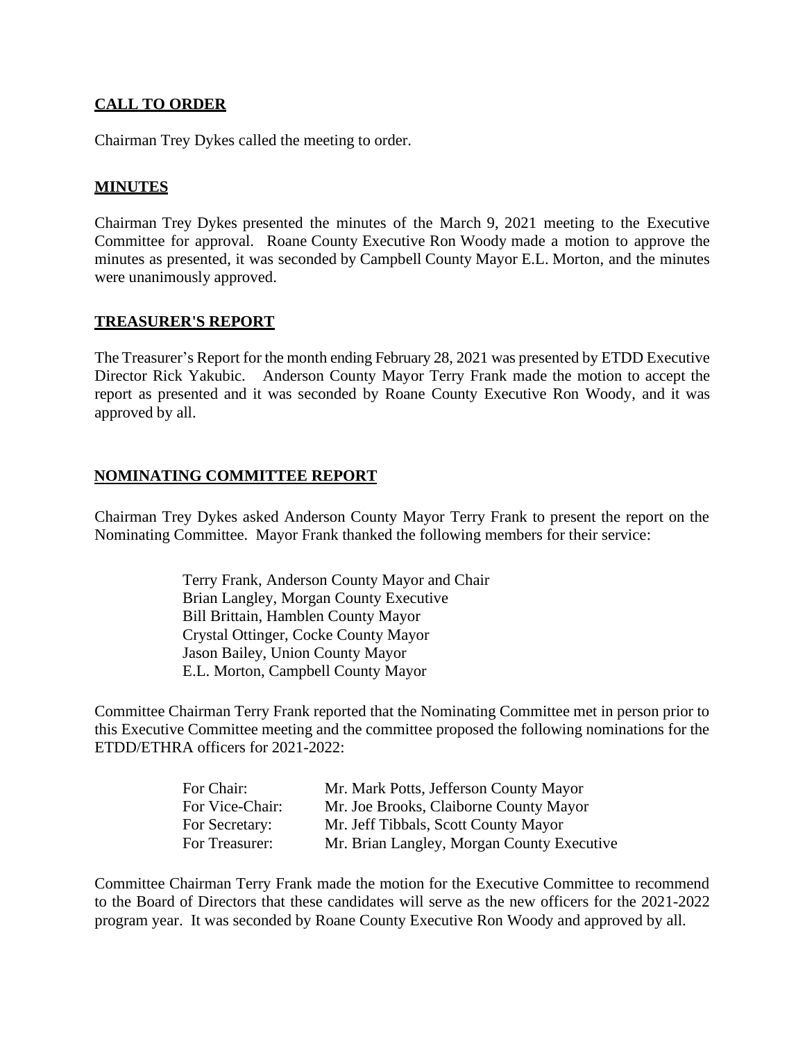## CALL TO ORDER

Chairman Trey Dykes called the meeting to order.

## MINUTES

Chairman Trey Dykes presented the minutes of the March 9, 2021 meeting to the Executive Committee for approval. Roane County Executive Ron Woody made a motion to approve the minutes as presented, it was seconded by Campbell County Mayor E.L. Morton, and the minutes were unanimously approved.

## TREASURER'S REPORT

The Treasurer's Report for the month ending February 28, 2021 was presented by ETDD Executive Director Rick Yakubic. Anderson County Mayor Terry Frank made the motion to accept the report as presented and it was seconded by Roane County Executive Ron Woody, and it was approved by all.

## NOMINATING COMMITTEE REPORT

Chairman Trey Dykes asked Anderson County Mayor Terry Frank to present the report on the Nominating Committee. Mayor Frank thanked the following members for their service:

Terry Frank, Anderson County Mayor and Chair
Brian Langley, Morgan County Executive
Bill Brittain, Hamblen County Mayor
Crystal Ottinger, Cocke County Mayor
Jason Bailey, Union County Mayor
E.L. Morton, Campbell County Mayor

Committee Chairman Terry Frank reported that the Nominating Committee met in person prior to this Executive Committee meeting and the committee proposed the following nominations for the ETDD/ETHRA officers for 2021-2022:

| | |
|---|---|
| For Chair: | Mr. Mark Potts, Jefferson County Mayor |
| For Vice-Chair: | Mr. Joe Brooks, Claiborne County Mayor |
| For Secretary: | Mr. Jeff Tibbals, Scott County Mayor |
| For Treasurer: | Mr. Brian Langley, Morgan County Executive |

Committee Chairman Terry Frank made the motion for the Executive Committee to recommend to the Board of Directors that these candidates will serve as the new officers for the 2021-2022 program year. It was seconded by Roane County Executive Ron Woody and approved by all.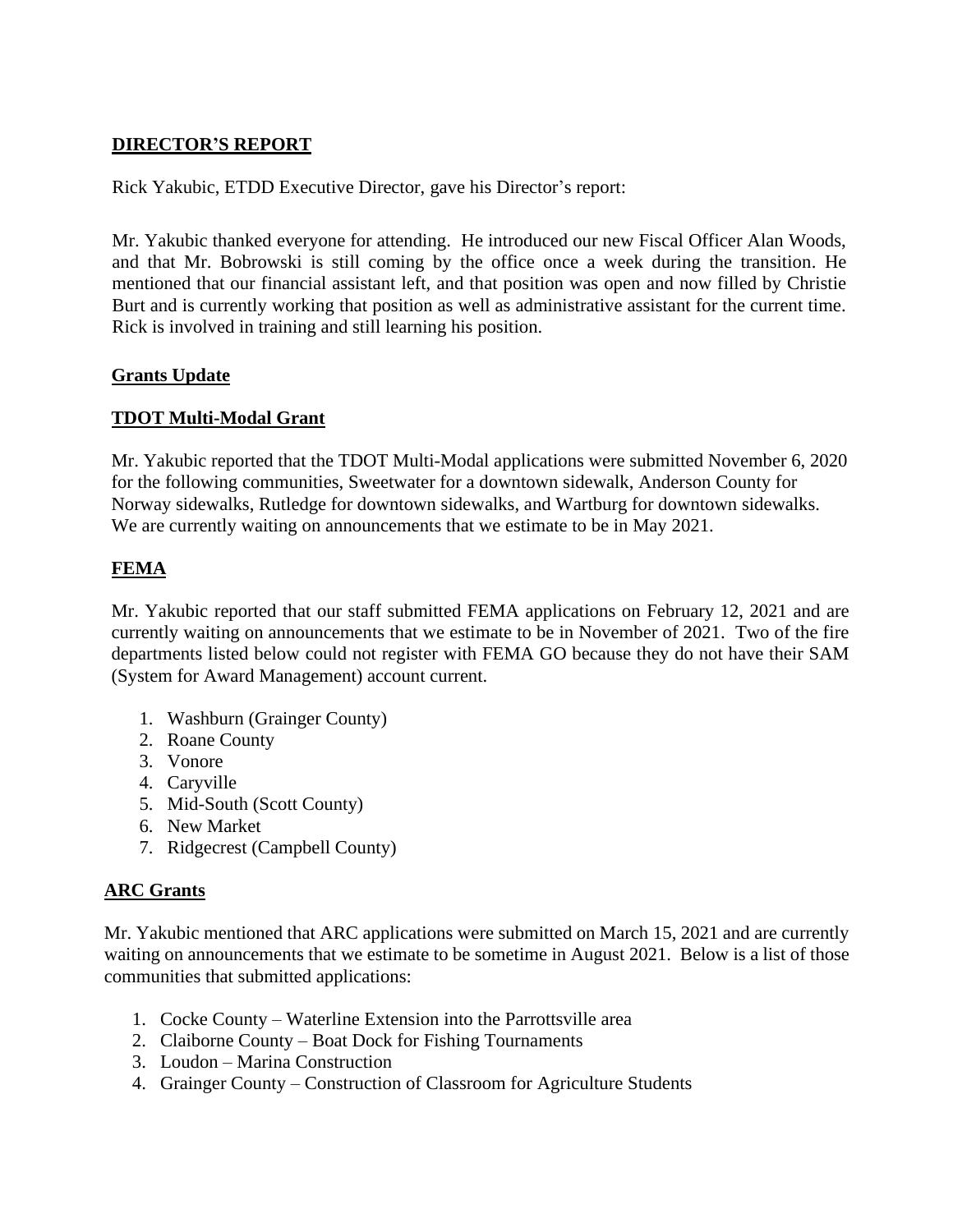**DIRECTOR'S REPORT**

Rick Yakubic, ETDD Executive Director, gave his Director's report:

Mr. Yakubic thanked everyone for attending. He introduced our new Fiscal Officer Alan Woods, and that Mr. Bobrowski is still coming by the office once a week during the transition. He mentioned that our financial assistant left, and that position was open and now filled by Christie Burt and is currently working that position as well as administrative assistant for the current time. Rick is involved in training and still learning his position.

**Grants Update**

**TDOT Multi-Modal Grant**

Mr. Yakubic reported that the TDOT Multi-Modal applications were submitted November 6, 2020 for the following communities, Sweetwater for a downtown sidewalk, Anderson County for Norway sidewalks, Rutledge for downtown sidewalks, and Wartburg for downtown sidewalks. We are currently waiting on announcements that we estimate to be in May 2021.

**FEMA**

Mr. Yakubic reported that our staff submitted FEMA applications on February 12, 2021 and are currently waiting on announcements that we estimate to be in November of 2021. Two of the fire departments listed below could not register with FEMA GO because they do not have their SAM (System for Award Management) account current.

1. Washburn (Grainger County)
2. Roane County
3. Vonore
4. Caryville
5. Mid-South (Scott County)
6. New Market
7. Ridgecrest (Campbell County)

**ARC Grants**

Mr. Yakubic mentioned that ARC applications were submitted on March 15, 2021 and are currently waiting on announcements that we estimate to be sometime in August 2021. Below is a list of those communities that submitted applications:

1. Cocke County – Waterline Extension into the Parrottsville area
2. Claiborne County – Boat Dock for Fishing Tournaments
3. Loudon – Marina Construction
4. Grainger County – Construction of Classroom for Agriculture Students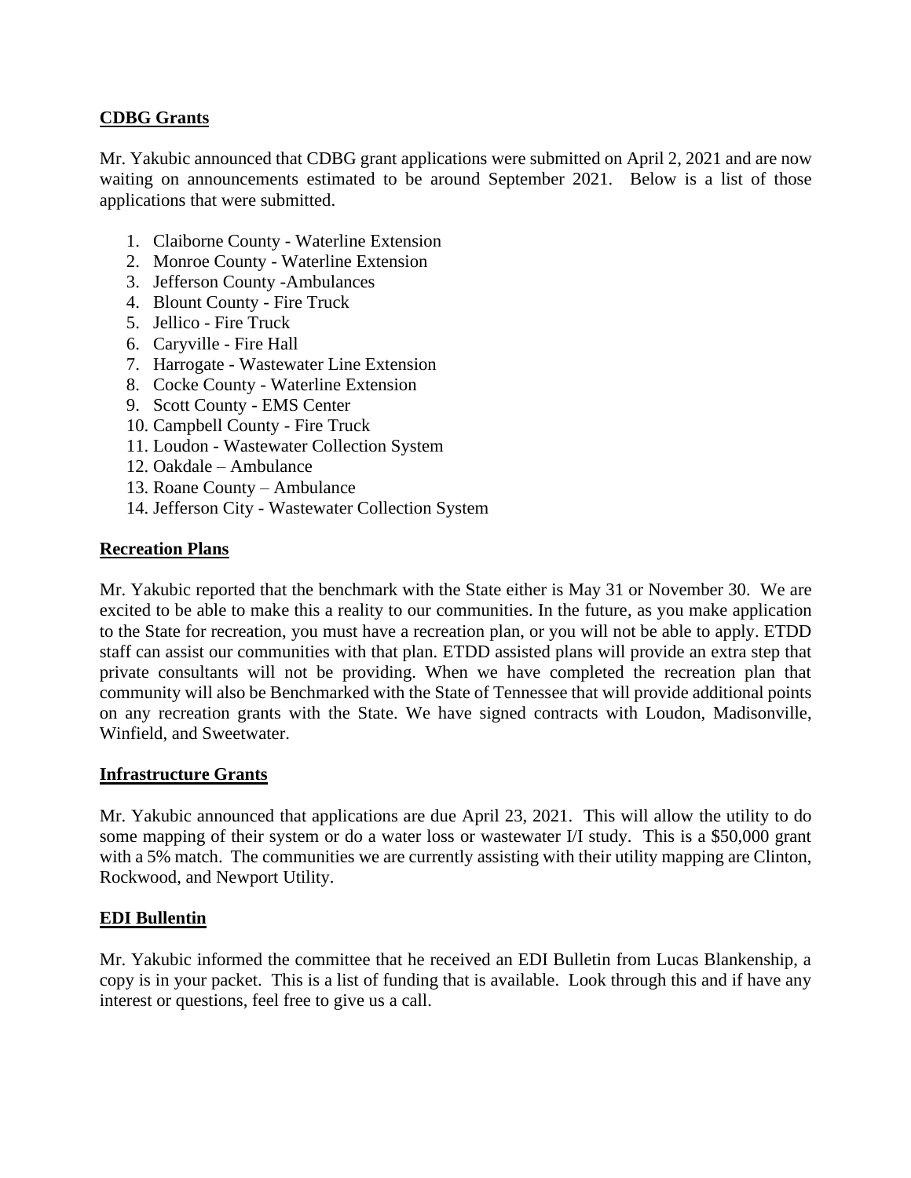**CDBG Grants**

Mr. Yakubic announced that CDBG grant applications were submitted on April 2, 2021 and are now waiting on announcements estimated to be around September 2021. Below is a list of those applications that were submitted.

1. Claiborne County - Waterline Extension
2. Monroe County - Waterline Extension
3. Jefferson County -Ambulances
4. Blount County - Fire Truck
5. Jellico - Fire Truck
6. Caryville - Fire Hall
7. Harrogate - Wastewater Line Extension
8. Cocke County - Waterline Extension
9. Scott County - EMS Center
10. Campbell County - Fire Truck
11. Loudon - Wastewater Collection System
12. Oakdale – Ambulance
13. Roane County – Ambulance
14. Jefferson City - Wastewater Collection System

**Recreation Plans**

Mr. Yakubic reported that the benchmark with the State either is May 31 or November 30. We are excited to be able to make this a reality to our communities. In the future, as you make application to the State for recreation, you must have a recreation plan, or you will not be able to apply. ETDD staff can assist our communities with that plan. ETDD assisted plans will provide an extra step that private consultants will not be providing. When we have completed the recreation plan that community will also be Benchmarked with the State of Tennessee that will provide additional points on any recreation grants with the State. We have signed contracts with Loudon, Madisonville, Winfield, and Sweetwater.

**Infrastructure Grants**

Mr. Yakubic announced that applications are due April 23, 2021. This will allow the utility to do some mapping of their system or do a water loss or wastewater I/I study. This is a $50,000 grant with a 5% match. The communities we are currently assisting with their utility mapping are Clinton, Rockwood, and Newport Utility.

**EDI Bullentin**

Mr. Yakubic informed the committee that he received an EDI Bulletin from Lucas Blankenship, a copy is in your packet. This is a list of funding that is available. Look through this and if have any interest or questions, feel free to give us a call.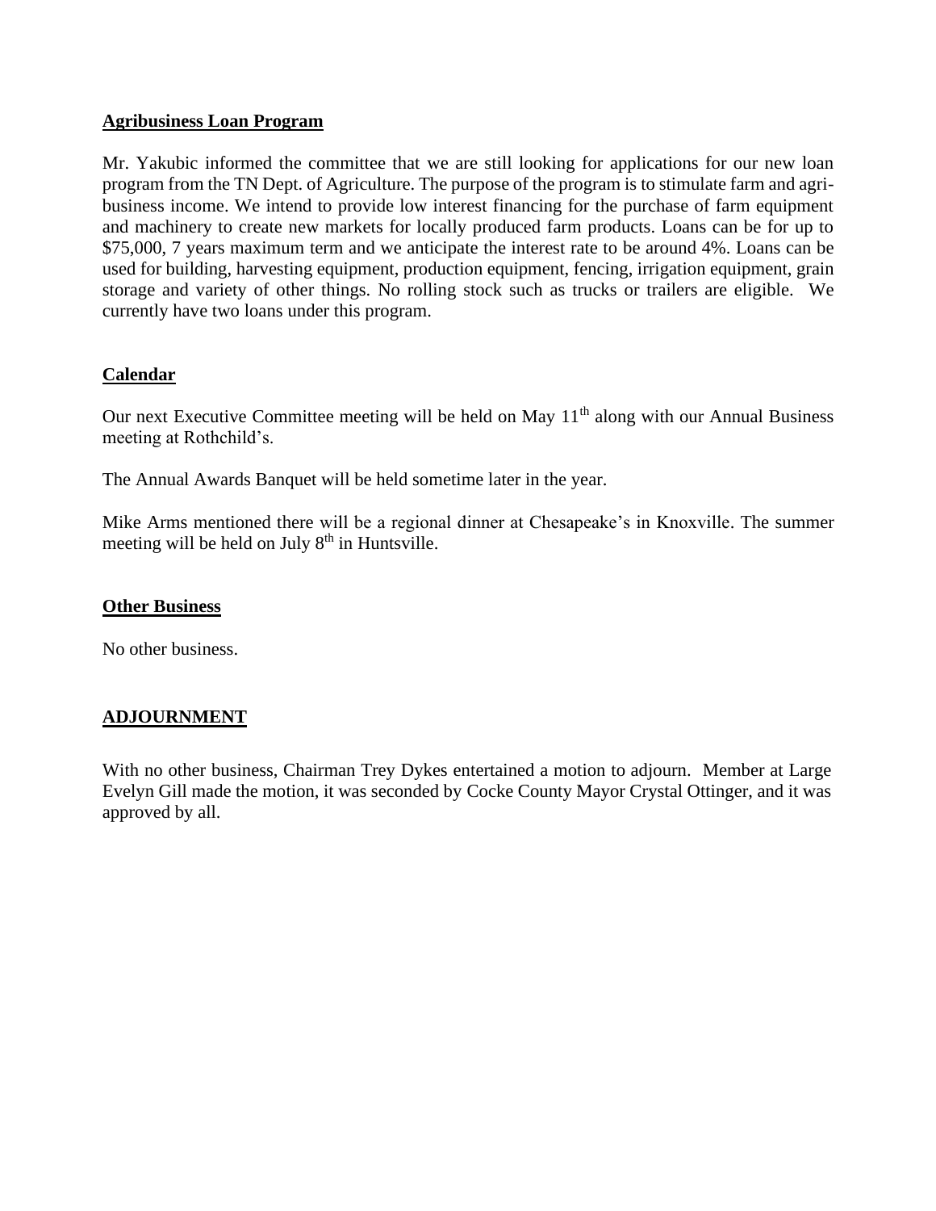**Agribusiness Loan Program**

Mr. Yakubic informed the committee that we are still looking for applications for our new loan program from the TN Dept. of Agriculture. The purpose of the program is to stimulate farm and agri-business income. We intend to provide low interest financing for the purchase of farm equipment and machinery to create new markets for locally produced farm products. Loans can be for up to \$75,000, 7 years maximum term and we anticipate the interest rate to be around 4%. Loans can be used for building, harvesting equipment, production equipment, fencing, irrigation equipment, grain storage and variety of other things. No rolling stock such as trucks or trailers are eligible. We currently have two loans under this program.

**Calendar**

Our next Executive Committee meeting will be held on May 11th along with our Annual Business meeting at Rothchild's.

The Annual Awards Banquet will be held sometime later in the year.

Mike Arms mentioned there will be a regional dinner at Chesapeake's in Knoxville. The summer meeting will be held on July 8th in Huntsville.

**Other Business**

No other business.

**ADJOURNMENT**

With no other business, Chairman Trey Dykes entertained a motion to adjourn. Member at Large Evelyn Gill made the motion, it was seconded by Cocke County Mayor Crystal Ottinger, and it was approved by all.